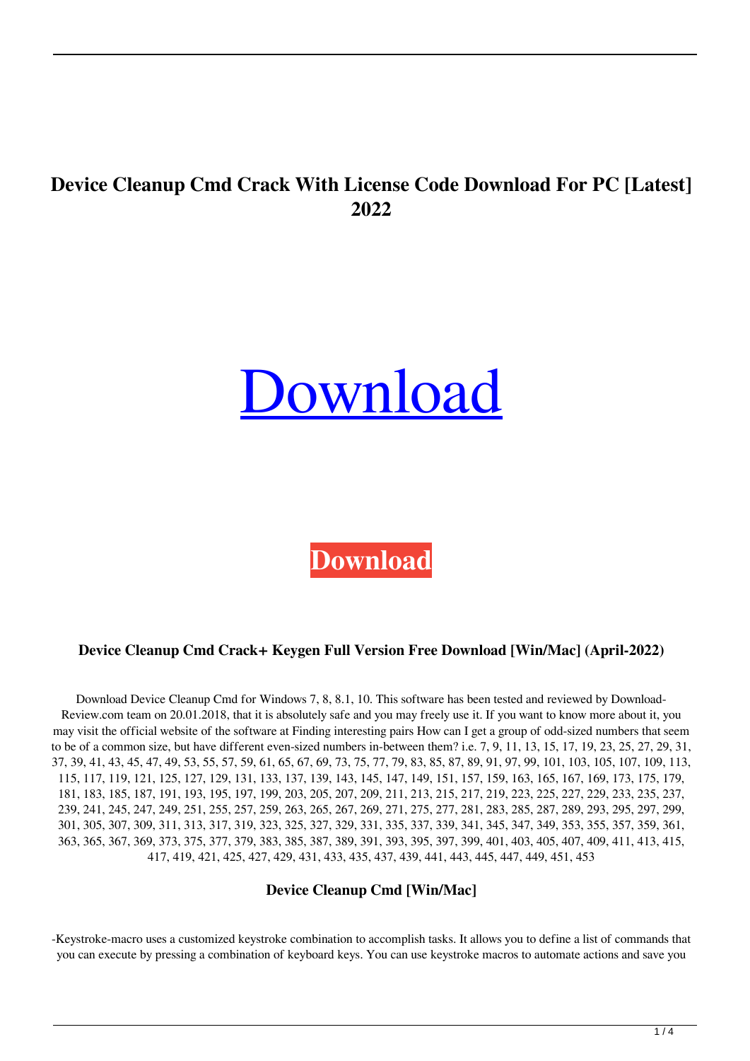# Device Cleanup Cmd Crack With License Code Download For PC [Latest] 2022

Download

**Download**

### Device Cleanup Cmd Crack+ Keygen Full Version Free Download [Win/Mac] (April-2022)

Download Device Cleanup Cmd for Windows 7, 8, 8.1, 10. This software has been tested and reviewed by Download-Review.com team on 20.01.2018, that it is absolutely safe and you may freely use it. If you want to know more about it, you may visit the official website of the software at Finding interesting pairs How can I get a group of odd-sized numbers that seem to be of a common size, but have different even-sized numbers in-between them? i.e. 7, 9, 11, 13, 15, 17, 19, 23, 25, 27, 29, 31, 37, 39, 41, 43, 45, 47, 49, 53, 55, 57, 59, 61, 65, 67, 69, 73, 75, 77, 79, 83, 85, 87, 89, 91, 97, 99, 101, 103, 105, 107, 109, 113, 115, 117, 119, 121, 125, 127, 129, 131, 133, 137, 139, 143, 145, 147, 149, 151, 157, 159, 163, 165, 167, 169, 173, 175, 179, 181, 183, 185, 187, 191, 193, 195, 197, 199, 203, 205, 207, 209, 211, 213, 215, 217, 219, 223, 225, 227, 229, 233, 235, 237, 239, 241, 245, 247, 249, 251, 255, 257, 259, 263, 265, 267, 269, 271, 275, 277, 281, 283, 285, 287, 289, 293, 295, 297, 299, 301, 305, 307, 309, 311, 313, 317, 319, 323, 325, 327, 329, 331, 335, 337, 339, 341, 345, 347, 349, 353, 355, 357, 359, 361, 363, 365, 367, 369, 373, 375, 377, 379, 383, 385, 387, 389, 391, 393, 395, 397, 399, 401, 403, 405, 407, 409, 411, 413, 415, 417, 419, 421, 425, 427, 429, 431, 433, 435, 437, 439, 441, 443, 445, 447, 449, 451, 453

### Device Cleanup Cmd [Win/Mac]

-Keystroke-macro uses a customized keystroke combination to accomplish tasks. It allows you to define a list of commands that you can execute by pressing a combination of keyboard keys. You can use keystroke macros to automate actions and save you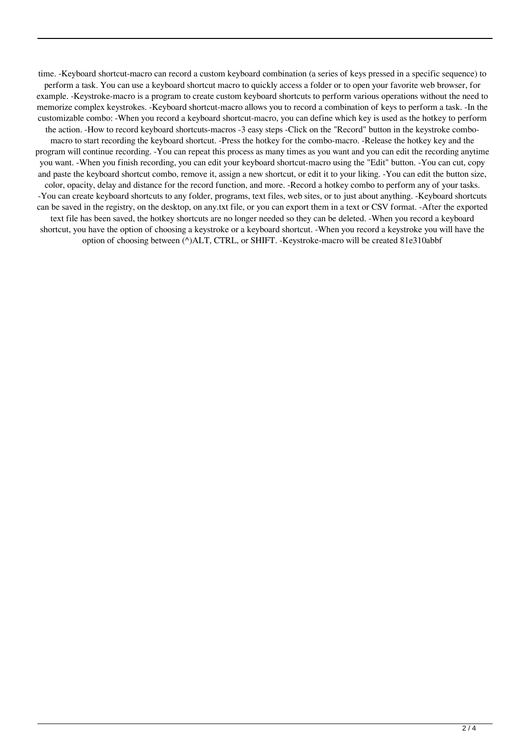time. -Keyboard shortcut-macro can record a custom keyboard combination (a series of keys pressed in a specific sequence) to perform a task. You can use a keyboard shortcut macro to quickly access a folder or to open your favorite web browser, for example. -Keystroke-macro is a program to create custom keyboard shortcuts to perform various operations without the need to memorize complex keystrokes. -Keyboard shortcut-macro allows you to record a combination of keys to perform a task. -In the customizable combo: -When you record a keyboard shortcut-macro, you can define which key is used as the hotkey to perform the action. -How to record keyboard shortcuts-macros -3 easy steps -Click on the "Record" button in the keystroke combo-macro to start recording the keyboard shortcut. -Press the hotkey for the combo-macro. -Release the hotkey key and the program will continue recording. -You can repeat this process as many times as you want and you can edit the recording anytime you want. -When you finish recording, you can edit your keyboard shortcut-macro using the "Edit" button. -You can cut, copy and paste the keyboard shortcut combo, remove it, assign a new shortcut, or edit it to your liking. -You can edit the button size, color, opacity, delay and distance for the record function, and more. -Record a hotkey combo to perform any of your tasks. -You can create keyboard shortcuts to any folder, programs, text files, web sites, or to just about anything. -Keyboard shortcuts can be saved in the registry, on the desktop, on any.txt file, or you can export them in a text or CSV format. -After the exported text file has been saved, the hotkey shortcuts are no longer needed so they can be deleted. -When you record a keyboard shortcut, you have the option of choosing a keystroke or a keyboard shortcut. -When you record a keystroke you will have the option of choosing between (^)ALT, CTRL, or SHIFT. -Keystroke-macro will be created 81e310abbf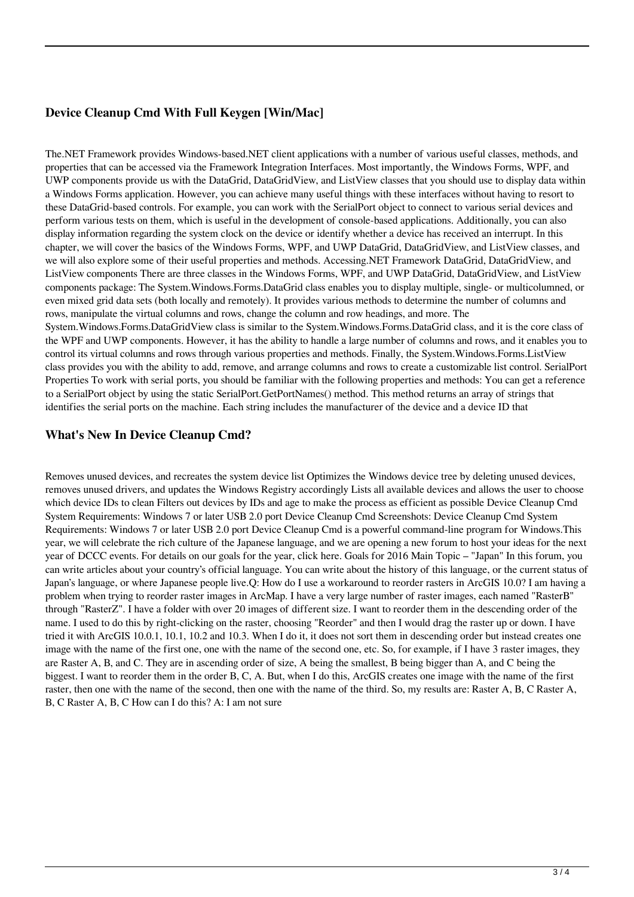## Device Cleanup Cmd With Full Keygen [Win/Mac]

The.NET Framework provides Windows-based.NET client applications with a number of various useful classes, methods, and properties that can be accessed via the Framework Integration Interfaces. Most importantly, the Windows Forms, WPF, and UWP components provide us with the DataGrid, DataGridView, and ListView classes that you should use to display data within a Windows Forms application. However, you can achieve many useful things with these interfaces without having to resort to these DataGrid-based controls. For example, you can work with the SerialPort object to connect to various serial devices and perform various tests on them, which is useful in the development of console-based applications. Additionally, you can also display information regarding the system clock on the device or identify whether a device has received an interrupt. In this chapter, we will cover the basics of the Windows Forms, WPF, and UWP DataGrid, DataGridView, and ListView classes, and we will also explore some of their useful properties and methods. Accessing.NET Framework DataGrid, DataGridView, and ListView components There are three classes in the Windows Forms, WPF, and UWP DataGrid, DataGridView, and ListView components package: The System.Windows.Forms.DataGrid class enables you to display multiple, single- or multicolumned, or even mixed grid data sets (both locally and remotely). It provides various methods to determine the number of columns and rows, manipulate the virtual columns and rows, change the column and row headings, and more. The System.Windows.Forms.DataGridView class is similar to the System.Windows.Forms.DataGrid class, and it is the core class of the WPF and UWP components. However, it has the ability to handle a large number of columns and rows, and it enables you to control its virtual columns and rows through various properties and methods. Finally, the System.Windows.Forms.ListView class provides you with the ability to add, remove, and arrange columns and rows to create a customizable list control. SerialPort Properties To work with serial ports, you should be familiar with the following properties and methods: You can get a reference to a SerialPort object by using the static SerialPort.GetPortNames() method. This method returns an array of strings that identifies the serial ports on the machine. Each string includes the manufacturer of the device and a device ID that

## What's New In Device Cleanup Cmd?

Removes unused devices, and recreates the system device list Optimizes the Windows device tree by deleting unused devices, removes unused drivers, and updates the Windows Registry accordingly Lists all available devices and allows the user to choose which device IDs to clean Filters out devices by IDs and age to make the process as efficient as possible Device Cleanup Cmd System Requirements: Windows 7 or later USB 2.0 port Device Cleanup Cmd Screenshots: Device Cleanup Cmd System Requirements: Windows 7 or later USB 2.0 port Device Cleanup Cmd is a powerful command-line program for Windows.This year, we will celebrate the rich culture of the Japanese language, and we are opening a new forum to host your ideas for the next year of DCCC events. For details on our goals for the year, click here. Goals for 2016 Main Topic – "Japan" In this forum, you can write articles about your country's official language. You can write about the history of this language, or the current status of Japan's language, or where Japanese people live.Q: How do I use a workaround to reorder rasters in ArcGIS 10.0? I am having a problem when trying to reorder raster images in ArcMap. I have a very large number of raster images, each named "RasterB" through "RasterZ". I have a folder with over 20 images of different size. I want to reorder them in the descending order of the name. I used to do this by right-clicking on the raster, choosing "Reorder" and then I would drag the raster up or down. I have tried it with ArcGIS 10.0.1, 10.1, 10.2 and 10.3. When I do it, it does not sort them in descending order but instead creates one image with the name of the first one, one with the name of the second one, etc. So, for example, if I have 3 raster images, they are Raster A, B, and C. They are in ascending order of size, A being the smallest, B being bigger than A, and C being the biggest. I want to reorder them in the order B, C, A. But, when I do this, ArcGIS creates one image with the name of the first raster, then one with the name of the second, then one with the name of the third. So, my results are: Raster A, B, C Raster A, B, C Raster A, B, C How can I do this? A: I am not sure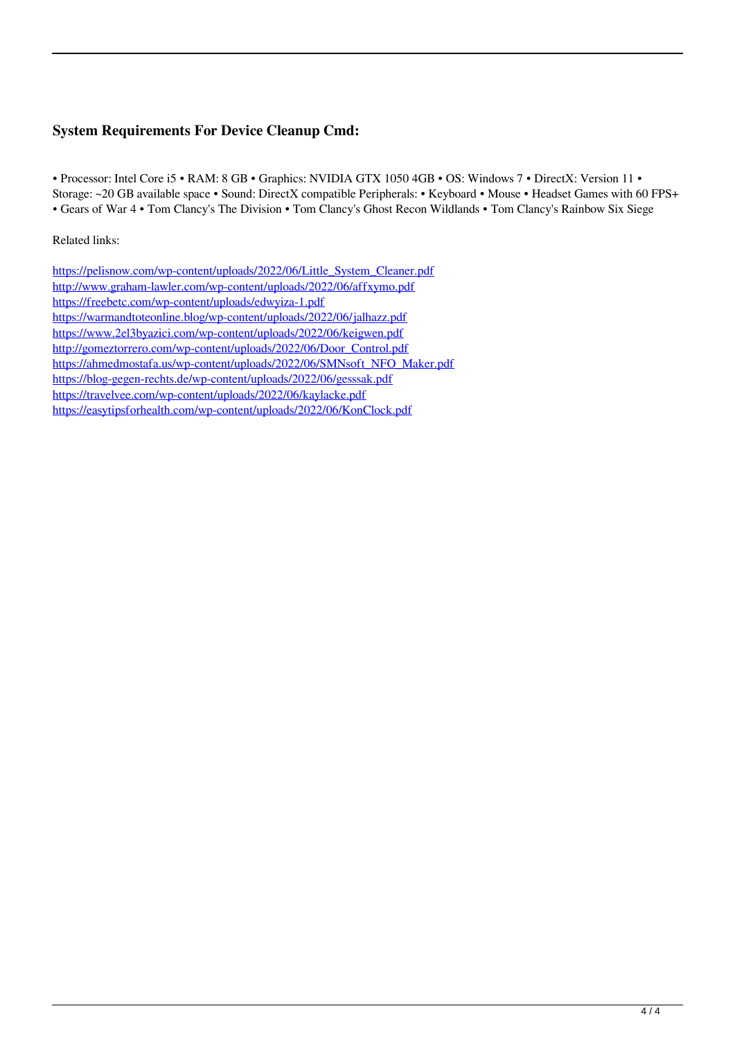### System Requirements For Device Cleanup Cmd:

• Processor: Intel Core i5 • RAM: 8 GB • Graphics: NVIDIA GTX 1050 4GB • OS: Windows 7 • DirectX: Version 11 • Storage: ~20 GB available space • Sound: DirectX compatible Peripherals: • Keyboard • Mouse • Headset Games with 60 FPS+ • Gears of War 4 • Tom Clancy's The Division • Tom Clancy's Ghost Recon Wildlands • Tom Clancy's Rainbow Six Siege

Related links:

https://pelisnow.com/wp-content/uploads/2022/06/Little_System_Cleaner.pdf
http://www.graham-lawler.com/wp-content/uploads/2022/06/affxymo.pdf
https://freebetc.com/wp-content/uploads/edwyiza-1.pdf
https://warmandtoteonline.blog/wp-content/uploads/2022/06/jalhazz.pdf
https://www.2el3byazici.com/wp-content/uploads/2022/06/keigwen.pdf
http://gomeztorrero.com/wp-content/uploads/2022/06/Door_Control.pdf
https://ahmedmostafa.us/wp-content/uploads/2022/06/SMNsoft_NFO_Maker.pdf
https://blog-gegen-rechts.de/wp-content/uploads/2022/06/gesssak.pdf
https://travelvee.com/wp-content/uploads/2022/06/kaylacke.pdf
https://easytipsforhealth.com/wp-content/uploads/2022/06/KonClock.pdf